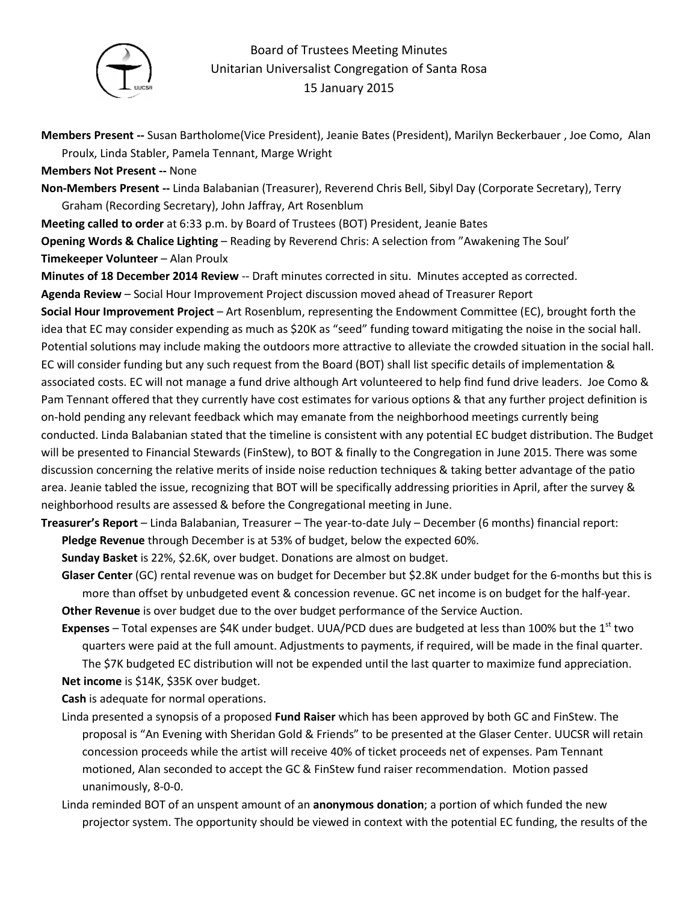# Board of Trustees Meeting Minutes
## Unitarian Universalist Congregation of Santa Rosa
### 15 January 2015

**Members Present --** Susan Bartholome(Vice President), Jeanie Bates (President), Marilyn Beckerbauer , Joe Como, Alan Proulx, Linda Stabler, Pamela Tennant, Marge Wright

**Members Not Present --** None

**Non-Members Present --** Linda Balabanian (Treasurer), Reverend Chris Bell, Sibyl Day (Corporate Secretary), Terry Graham (Recording Secretary), John Jaffray, Art Rosenblum

**Meeting called to order** at 6:33 p.m. by Board of Trustees (BOT) President, Jeanie Bates

**Opening Words & Chalice Lighting** – Reading by Reverend Chris: A selection from "Awakening The Soul'

**Timekeeper Volunteer** – Alan Proulx

**Minutes of 18 December 2014 Review** -- Draft minutes corrected in situ. Minutes accepted as corrected.

**Agenda Review** – Social Hour Improvement Project discussion moved ahead of Treasurer Report

**Social Hour Improvement Project** – Art Rosenblum, representing the Endowment Committee (EC), brought forth the idea that EC may consider expending as much as $20K as "seed" funding toward mitigating the noise in the social hall. Potential solutions may include making the outdoors more attractive to alleviate the crowded situation in the social hall. EC will consider funding but any such request from the Board (BOT) shall list specific details of implementation & associated costs. EC will not manage a fund drive although Art volunteered to help find fund drive leaders. Joe Como & Pam Tennant offered that they currently have cost estimates for various options & that any further project definition is on-hold pending any relevant feedback which may emanate from the neighborhood meetings currently being conducted. Linda Balabanian stated that the timeline is consistent with any potential EC budget distribution. The Budget will be presented to Financial Stewards (FinStew), to BOT & finally to the Congregation in June 2015. There was some discussion concerning the relative merits of inside noise reduction techniques & taking better advantage of the patio area. Jeanie tabled the issue, recognizing that BOT will be specifically addressing priorities in April, after the survey & neighborhood results are assessed & before the Congregational meeting in June.

**Treasurer's Report** – Linda Balabanian, Treasurer – The year-to-date July – December (6 months) financial report:

- **Pledge Revenue** through December is at 53% of budget, below the expected 60%.
- **Sunday Basket** is 22%, $2.6K, over budget. Donations are almost on budget.
- **Glaser Center** (GC) rental revenue was on budget for December but $2.8K under budget for the 6-months but this is more than offset by unbudgeted event & concession revenue. GC net income is on budget for the half-year.
- **Other Revenue** is over budget due to the over budget performance of the Service Auction.
- **Expenses** – Total expenses are $4K under budget. UUA/PCD dues are budgeted at less than 100% but the 1st two quarters were paid at the full amount. Adjustments to payments, if required, will be made in the final quarter. The $7K budgeted EC distribution will not be expended until the last quarter to maximize fund appreciation.
- **Net income** is $14K, $35K over budget.
- **Cash** is adequate for normal operations.

Linda presented a synopsis of a proposed **Fund Raiser** which has been approved by both GC and FinStew. The proposal is "An Evening with Sheridan Gold & Friends" to be presented at the Glaser Center. UUCSR will retain concession proceeds while the artist will receive 40% of ticket proceeds net of expenses. Pam Tennant motioned, Alan seconded to accept the GC & FinStew fund raiser recommendation. Motion passed unanimously, 8-0-0.

Linda reminded BOT of an unspent amount of an **anonymous donation**; a portion of which funded the new projector system. The opportunity should be viewed in context with the potential EC funding, the results of the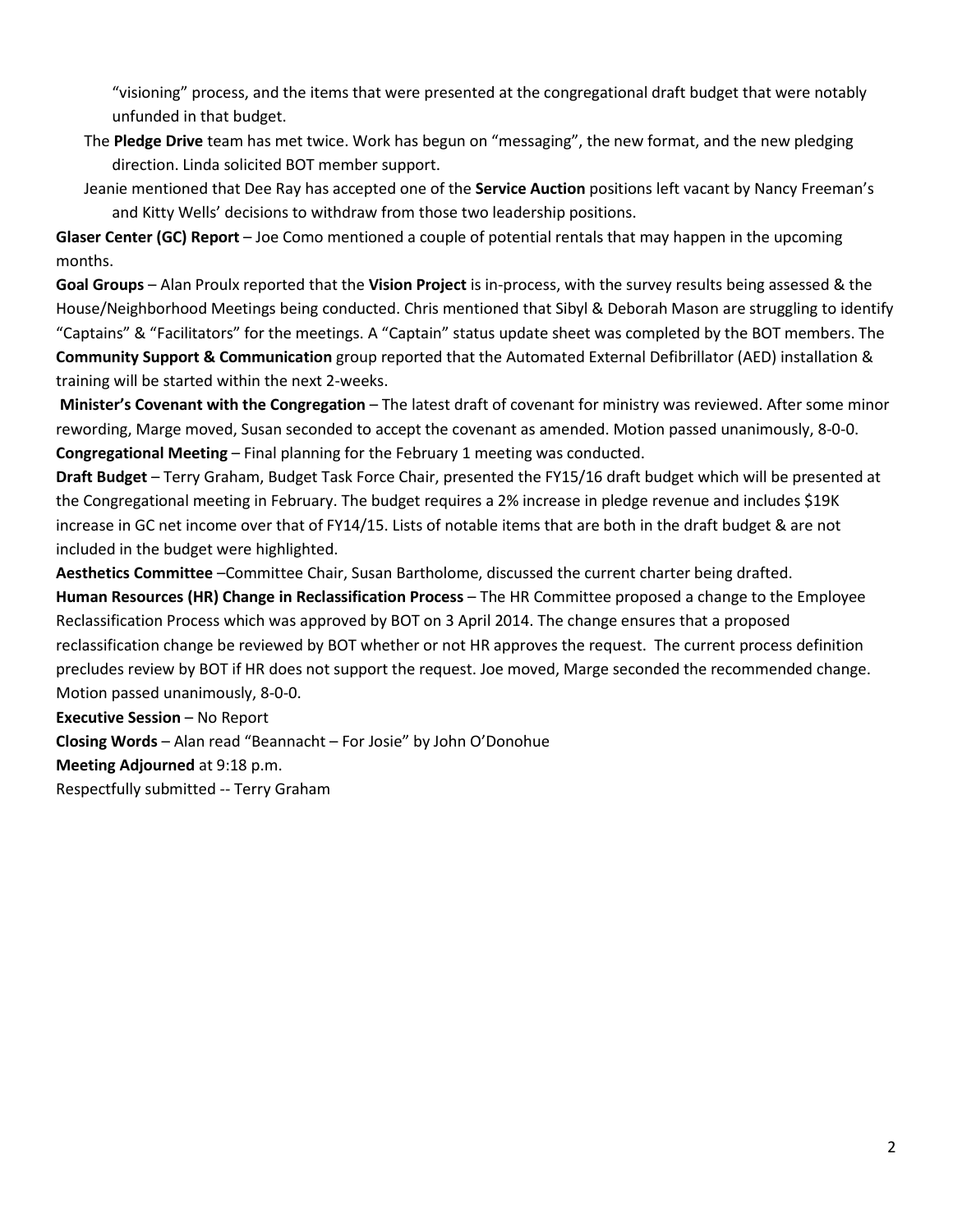"visioning" process, and the items that were presented at the congregational draft budget that were notably unfunded in that budget.

The **Pledge Drive** team has met twice. Work has begun on "messaging", the new format, and the new pledging direction. Linda solicited BOT member support.

Jeanie mentioned that Dee Ray has accepted one of the **Service Auction** positions left vacant by Nancy Freeman's and Kitty Wells' decisions to withdraw from those two leadership positions.

**Glaser Center (GC) Report** – Joe Como mentioned a couple of potential rentals that may happen in the upcoming months.

**Goal Groups** – Alan Proulx reported that the **Vision Project** is in-process, with the survey results being assessed & the House/Neighborhood Meetings being conducted. Chris mentioned that Sibyl & Deborah Mason are struggling to identify "Captains" & "Facilitators" for the meetings. A "Captain" status update sheet was completed by the BOT members. The **Community Support & Communication** group reported that the Automated External Defibrillator (AED) installation & training will be started within the next 2-weeks.

**Minister's Covenant with the Congregation** – The latest draft of covenant for ministry was reviewed. After some minor rewording, Marge moved, Susan seconded to accept the covenant as amended. Motion passed unanimously, 8-0-0.

**Congregational Meeting** – Final planning for the February 1 meeting was conducted.

**Draft Budget** – Terry Graham, Budget Task Force Chair, presented the FY15/16 draft budget which will be presented at the Congregational meeting in February. The budget requires a 2% increase in pledge revenue and includes $19K increase in GC net income over that of FY14/15. Lists of notable items that are both in the draft budget & are not included in the budget were highlighted.

**Aesthetics Committee** –Committee Chair, Susan Bartholome, discussed the current charter being drafted.

**Human Resources (HR) Change in Reclassification Process** – The HR Committee proposed a change to the Employee Reclassification Process which was approved by BOT on 3 April 2014. The change ensures that a proposed reclassification change be reviewed by BOT whether or not HR approves the request. The current process definition precludes review by BOT if HR does not support the request. Joe moved, Marge seconded the recommended change. Motion passed unanimously, 8-0-0.

**Executive Session** – No Report

**Closing Words** – Alan read "Beannacht – For Josie" by John O'Donohue

**Meeting Adjourned** at 9:18 p.m.

Respectfully submitted -- Terry Graham